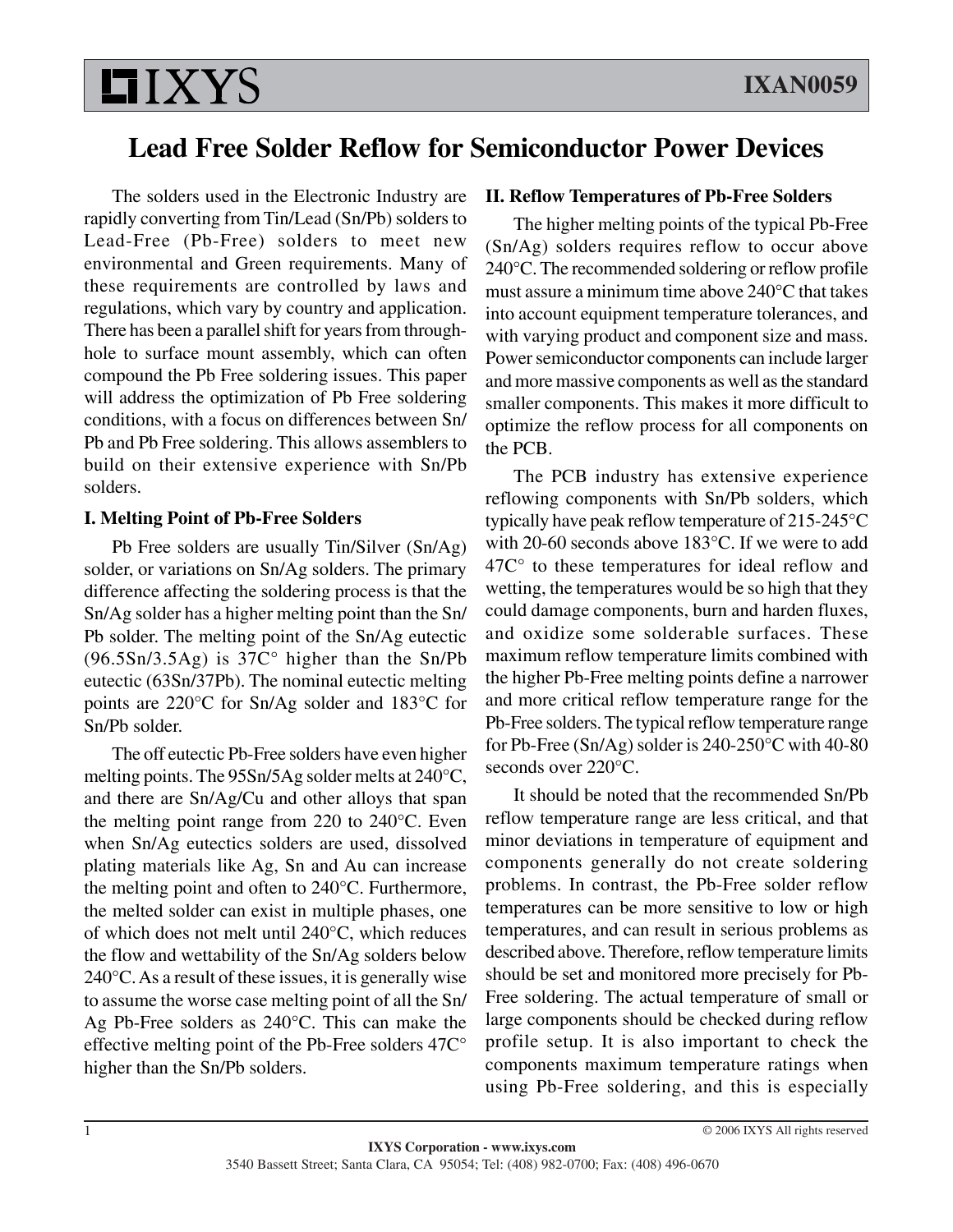# Lead Free Solder Reflow for Semiconductor Power Devices

The solders used in the Electronic Industry are rapidly converting from Tin/Lead (Sn/Pb) solders to Lead-Free (Pb-Free) solders to meet new environmental and Green requirements. Many of these requirements are controlled by laws and regulations, which vary by country and application. There has been a parallel shift for years from through-hole to surface mount assembly, which can often compound the Pb Free soldering issues. This paper will address the optimization of Pb Free soldering conditions, with a focus on differences between Sn/Pb and Pb Free soldering. This allows assemblers to build on their extensive experience with Sn/Pb solders.

## I. Melting Point of Pb-Free Solders

Pb Free solders are usually Tin/Silver (Sn/Ag) solder, or variations on Sn/Ag solders. The primary difference affecting the soldering process is that the Sn/Ag solder has a higher melting point than the Sn/Pb solder. The melting point of the Sn/Ag eutectic (96.5Sn/3.5Ag) is 37C° higher than the Sn/Pb eutectic (63Sn/37Pb). The nominal eutectic melting points are 220°C for Sn/Ag solder and 183°C for Sn/Pb solder.

The off eutectic Pb-Free solders have even higher melting points. The 95Sn/5Ag solder melts at 240°C, and there are Sn/Ag/Cu and other alloys that span the melting point range from 220 to 240°C. Even when Sn/Ag eutectics solders are used, dissolved plating materials like Ag, Sn and Au can increase the melting point and often to 240°C. Furthermore, the melted solder can exist in multiple phases, one of which does not melt until 240°C, which reduces the flow and wettability of the Sn/Ag solders below 240°C. As a result of these issues, it is generally wise to assume the worse case melting point of all the Sn/Ag Pb-Free solders as 240°C. This can make the effective melting point of the Pb-Free solders 47C° higher than the Sn/Pb solders.

## II. Reflow Temperatures of Pb-Free Solders

The higher melting points of the typical Pb-Free (Sn/Ag) solders requires reflow to occur above 240°C. The recommended soldering or reflow profile must assure a minimum time above 240°C that takes into account equipment temperature tolerances, and with varying product and component size and mass. Power semiconductor components can include larger and more massive components as well as the standard smaller components. This makes it more difficult to optimize the reflow process for all components on the PCB.

The PCB industry has extensive experience reflowing components with Sn/Pb solders, which typically have peak reflow temperature of 215-245°C with 20-60 seconds above 183°C. If we were to add 47C° to these temperatures for ideal reflow and wetting, the temperatures would be so high that they could damage components, burn and harden fluxes, and oxidize some solderable surfaces. These maximum reflow temperature limits combined with the higher Pb-Free melting points define a narrower and more critical reflow temperature range for the Pb-Free solders. The typical reflow temperature range for Pb-Free (Sn/Ag) solder is 240-250°C with 40-80 seconds over 220°C.

It should be noted that the recommended Sn/Pb reflow temperature range are less critical, and that minor deviations in temperature of equipment and components generally do not create soldering problems. In contrast, the Pb-Free solder reflow temperatures can be more sensitive to low or high temperatures, and can result in serious problems as described above. Therefore, reflow temperature limits should be set and monitored more precisely for Pb-Free soldering. The actual temperature of small or large components should be checked during reflow profile setup. It is also important to check the components maximum temperature ratings when using Pb-Free soldering, and this is especially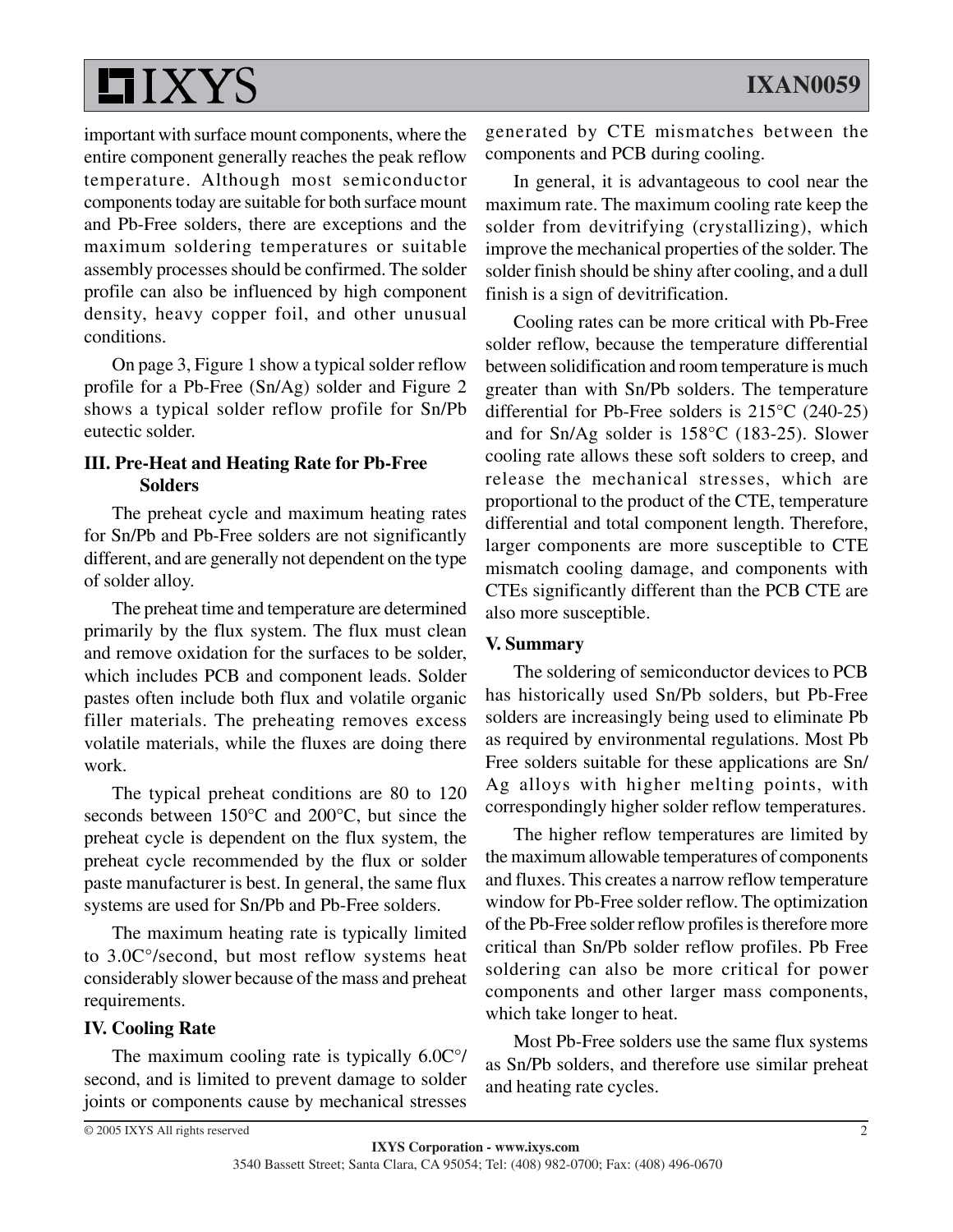important with surface mount components, where the entire component generally reaches the peak reflow temperature. Although most semiconductor components today are suitable for both surface mount and Pb-Free solders, there are exceptions and the maximum soldering temperatures or suitable assembly processes should be confirmed. The solder profile can also be influenced by high component density, heavy copper foil, and other unusual conditions.

On page 3, Figure 1 show a typical solder reflow profile for a Pb-Free (Sn/Ag) solder and Figure 2 shows a typical solder reflow profile for Sn/Pb eutectic solder.

## III. Pre-Heat and Heating Rate for Pb-Free Solders

The preheat cycle and maximum heating rates for Sn/Pb and Pb-Free solders are not significantly different, and are generally not dependent on the type of solder alloy.

The preheat time and temperature are determined primarily by the flux system. The flux must clean and remove oxidation for the surfaces to be solder, which includes PCB and component leads. Solder pastes often include both flux and volatile organic filler materials. The preheating removes excess volatile materials, while the fluxes are doing there work.

The typical preheat conditions are 80 to 120 seconds between 150°C and 200°C, but since the preheat cycle is dependent on the flux system, the preheat cycle recommended by the flux or solder paste manufacturer is best. In general, the same flux systems are used for Sn/Pb and Pb-Free solders.

The maximum heating rate is typically limited to 3.0C°/second, but most reflow systems heat considerably slower because of the mass and preheat requirements.

## IV. Cooling Rate

The maximum cooling rate is typically 6.0C°/second, and is limited to prevent damage to solder joints or components cause by mechanical stresses generated by CTE mismatches between the components and PCB during cooling.

In general, it is advantageous to cool near the maximum rate. The maximum cooling rate keep the solder from devitrifying (crystallizing), which improve the mechanical properties of the solder. The solder finish should be shiny after cooling, and a dull finish is a sign of devitrification.

Cooling rates can be more critical with Pb-Free solder reflow, because the temperature differential between solidification and room temperature is much greater than with Sn/Pb solders. The temperature differential for Pb-Free solders is 215°C (240-25) and for Sn/Ag solder is 158°C (183-25). Slower cooling rate allows these soft solders to creep, and release the mechanical stresses, which are proportional to the product of the CTE, temperature differential and total component length. Therefore, larger components are more susceptible to CTE mismatch cooling damage, and components with CTEs significantly different than the PCB CTE are also more susceptible.

## V. Summary

The soldering of semiconductor devices to PCB has historically used Sn/Pb solders, but Pb-Free solders are increasingly being used to eliminate Pb as required by environmental regulations. Most Pb Free solders suitable for these applications are Sn/Ag alloys with higher melting points, with correspondingly higher solder reflow temperatures.

The higher reflow temperatures are limited by the maximum allowable temperatures of components and fluxes. This creates a narrow reflow temperature window for Pb-Free solder reflow. The optimization of the Pb-Free solder reflow profiles is therefore more critical than Sn/Pb solder reflow profiles. Pb Free soldering can also be more critical for power components and other larger mass components, which take longer to heat.

Most Pb-Free solders use the same flux systems as Sn/Pb solders, and therefore use similar preheat and heating rate cycles.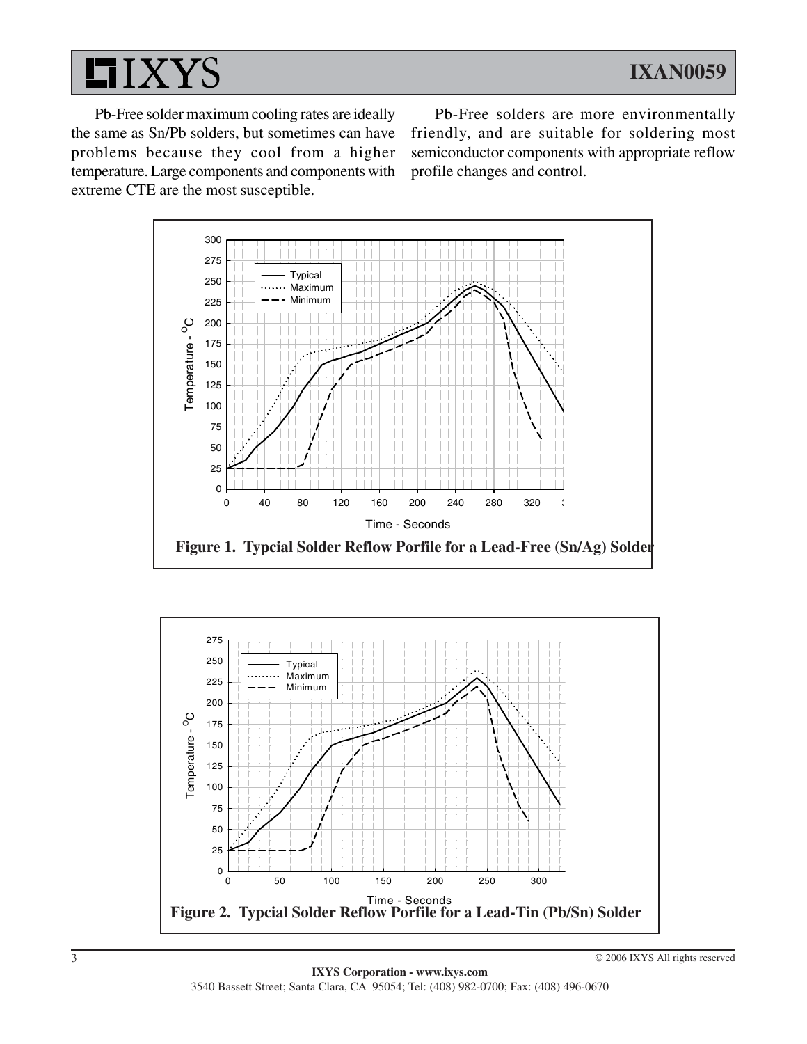Pb-Free solder maximum cooling rates are ideally the same as Sn/Pb solders, but sometimes can have problems because they cool from a higher temperature. Large components and components with extreme CTE are the most susceptible.

Pb-Free solders are more environmentally friendly, and are suitable for soldering most semiconductor components with appropriate reflow profile changes and control.

Typical
Maximum
Minimum

Temperature - °C

300
275
250
225
200
175
150
125
100
75
50
25
0

0 40 80 120 160 200 240 280 320

Time - Seconds

**Figure 1. Typcial Solder Reflow Porfile for a Lead-Free (Sn/Ag) Solder**

Typical
Maximum
Minimum

Temperature - °C

275
250
225
200
175
150
125
100
75
50
25
0

0 50 100 150 200 250 300

Time - Seconds

**Figure 2. Typcial Solder Reflow Porfile for a Lead-Tin (Pb/Sn) Solder**

© 2006 IXYS All rights reserved

**IXYS Corporation - www.ixys.com**
3540 Bassett Street; Santa Clara, CA 95054; Tel: (408) 982-0700; Fax: (408) 496-0670